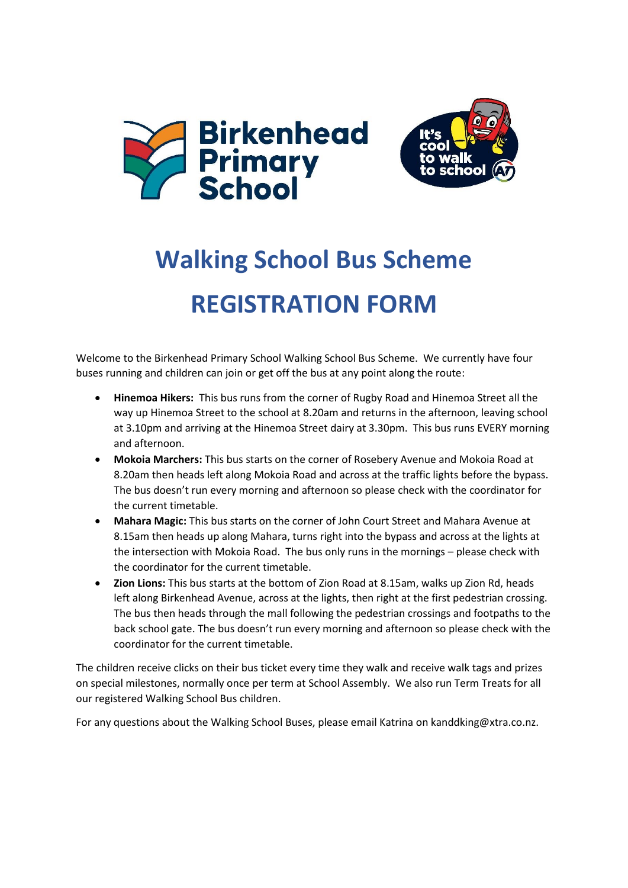# Walking School Bus Scheme

# REGISTRATION FORM

Welcome to the Birkenhead Primary School Walking School Bus Scheme. We currently have four buses running and children can join or get off the bus at any point along the route:

- **Hinemoa Hikers:** This bus runs from the corner of Rugby Road and Hinemoa Street all the way up Hinemoa Street to the school at 8.20am and returns in the afternoon, leaving school at 3.10pm and arriving at the Hinemoa Street dairy at 3.30pm. This bus runs EVERY morning and afternoon.
- **Mokoia Marchers:** This bus starts on the corner of Rosebery Avenue and Mokoia Road at 8.20am then heads left along Mokoia Road and across at the traffic lights before the bypass. The bus doesn't run every morning and afternoon so please check with the coordinator for the current timetable.
- **Mahara Magic:** This bus starts on the corner of John Court Street and Mahara Avenue at 8.15am then heads up along Mahara, turns right into the bypass and across at the lights at the intersection with Mokoia Road. The bus only runs in the mornings – please check with the coordinator for the current timetable.
- **Zion Lions:** This bus starts at the bottom of Zion Road at 8.15am, walks up Zion Rd, heads left along Birkenhead Avenue, across at the lights, then right at the first pedestrian crossing. The bus then heads through the mall following the pedestrian crossings and footpaths to the back school gate. The bus doesn't run every morning and afternoon so please check with the coordinator for the current timetable.

The children receive clicks on their bus ticket every time they walk and receive walk tags and prizes on special milestones, normally once per term at School Assembly. We also run Term Treats for all our registered Walking School Bus children.

For any questions about the Walking School Buses, please email Katrina on kanddking@xtra.co.nz.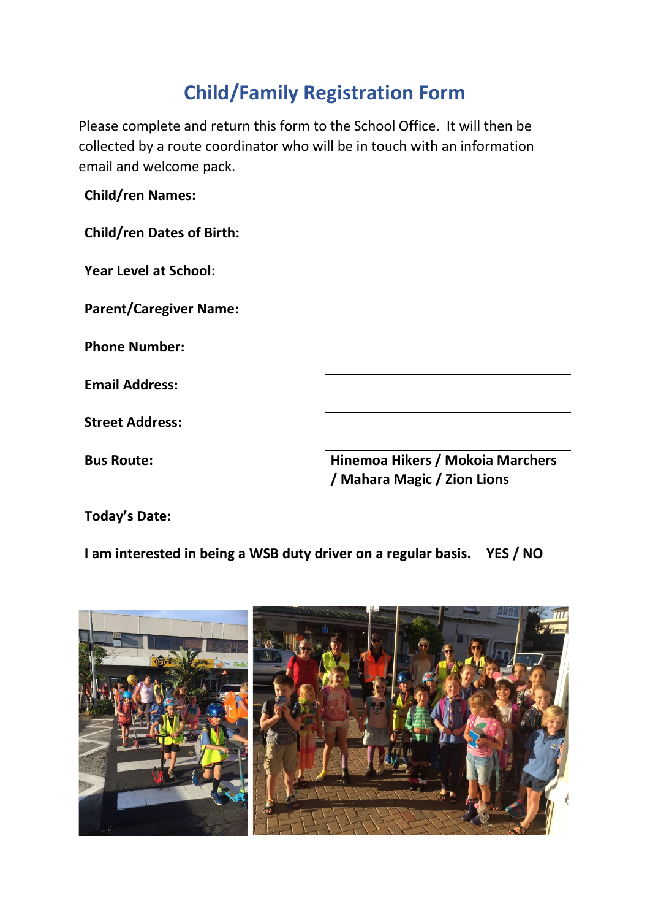# Child/Family Registration Form

Please complete and return this form to the School Office. It will then be collected by a route coordinator who will be in touch with an information email and welcome pack.

**Child/ren Names:** \_\_\_\_\_\_\_\_\_\_\_\_\_\_\_\_\_\_\_\_

**Child/ren Dates of Birth:** \_\_\_\_\_\_\_\_\_\_\_\_\_\_\_\_\_\_\_\_

**Year Level at School:** \_\_\_\_\_\_\_\_\_\_\_\_\_\_\_\_\_\_\_\_

**Parent/Caregiver Name:** \_\_\_\_\_\_\_\_\_\_\_\_\_\_\_\_\_\_\_\_

**Phone Number:** \_\_\_\_\_\_\_\_\_\_\_\_\_\_\_\_\_\_\_\_

**Email Address:** \_\_\_\_\_\_\_\_\_\_\_\_\_\_\_\_\_\_\_\_

**Street Address:** \_\_\_\_\_\_\_\_\_\_\_\_\_\_\_\_\_\_\_\_

**Bus Route:** **Hinemoa Hikers / Mokoia Marchers / Mahara Magic / Zion Lions**

**Today's Date:**

**I am interested in being a WSB duty driver on a regular basis. YES / NO**